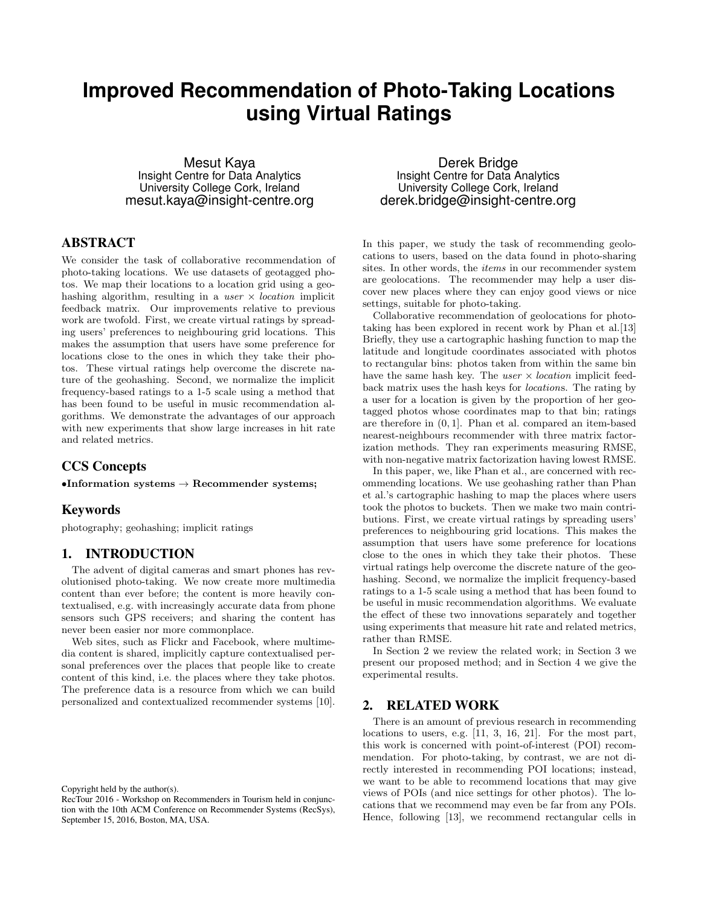# Improved Recommendation of Photo-Taking Locations using Virtual Ratings

Mesut Kaya
Insight Centre for Data Analytics
University College Cork, Ireland
mesut.kaya@insight-centre.org

Derek Bridge
Insight Centre for Data Analytics
University College Cork, Ireland
derek.bridge@insight-centre.org

## ABSTRACT

We consider the task of collaborative recommendation of photo-taking locations. We use datasets of geotagged photos. We map their locations to a location grid using a geohashing algorithm, resulting in a *user* × *location* implicit feedback matrix. Our improvements relative to previous work are twofold. First, we create virtual ratings by spreading users' preferences to neighbouring grid locations. This makes the assumption that users have some preference for locations close to the ones in which they take their photos. These virtual ratings help overcome the discrete nature of the geohashing. Second, we normalize the implicit frequency-based ratings to a 1-5 scale using a method that has been found to be useful in music recommendation algorithms. We demonstrate the advantages of our approach with new experiments that show large increases in hit rate and related metrics.

### CCS Concepts

•**Information systems** → **Recommender systems;**

### Keywords

photography; geohashing; implicit ratings

## 1. INTRODUCTION

The advent of digital cameras and smart phones has revolutionised photo-taking. We now create more multimedia content than ever before; the content is more heavily contextualised, e.g. with increasingly accurate data from phone sensors such GPS receivers; and sharing the content has never been easier nor more commonplace.

Web sites, such as Flickr and Facebook, where multimedia content is shared, implicitly capture contextualised personal preferences over the places that people like to create content of this kind, i.e. the places where they take photos. The preference data is a resource from which we can build personalized and contextualized recommender systems [10].

Copyright held by the author(s).
RecTour 2016 - Workshop on Recommenders in Tourism held in conjunction with the 10th ACM Conference on Recommender Systems (RecSys), September 15, 2016, Boston, MA, USA.

In this paper, we study the task of recommending geolocations to users, based on the data found in photo-sharing sites. In other words, the *items* in our recommender system are geolocations. The recommender may help a user discover new places where they can enjoy good views or nice settings, suitable for photo-taking.

Collaborative recommendation of geolocations for photo-taking has been explored in recent work by Phan et al.[13] Briefly, they use a cartographic hashing function to map the latitude and longitude coordinates associated with photos to rectangular bins: photos taken from within the same bin have the same hash key. The *user* × *location* implicit feedback matrix uses the hash keys for *location*s. The rating by a user for a location is given by the proportion of her geotagged photos whose coordinates map to that bin; ratings are therefore in $(0, 1]$. Phan et al. compared an item-based nearest-neighbours recommender with three matrix factorization methods. They ran experiments measuring RMSE, with non-negative matrix factorization having lowest RMSE.

In this paper, we, like Phan et al., are concerned with recommending locations. We use geohashing rather than Phan et al.'s cartographic hashing to map the places where users took the photos to buckets. Then we make two main contributions. First, we create virtual ratings by spreading users' preferences to neighbouring grid locations. This makes the assumption that users have some preference for locations close to the ones in which they take their photos. These virtual ratings help overcome the discrete nature of the geohashing. Second, we normalize the implicit frequency-based ratings to a 1-5 scale using a method that has been found to be useful in music recommendation algorithms. We evaluate the effect of these two innovations separately and together using experiments that measure hit rate and related metrics, rather than RMSE.

In Section 2 we review the related work; in Section 3 we present our proposed method; and in Section 4 we give the experimental results.

## 2. RELATED WORK

There is an amount of previous research in recommending locations to users, e.g. [11, 3, 16, 21]. For the most part, this work is concerned with point-of-interest (POI) recommendation. For photo-taking, by contrast, we are not directly interested in recommending POI locations; instead, we want to be able to recommend locations that may give views of POIs (and nice settings for other photos). The locations that we recommend may even be far from any POIs. Hence, following [13], we recommend rectangular cells in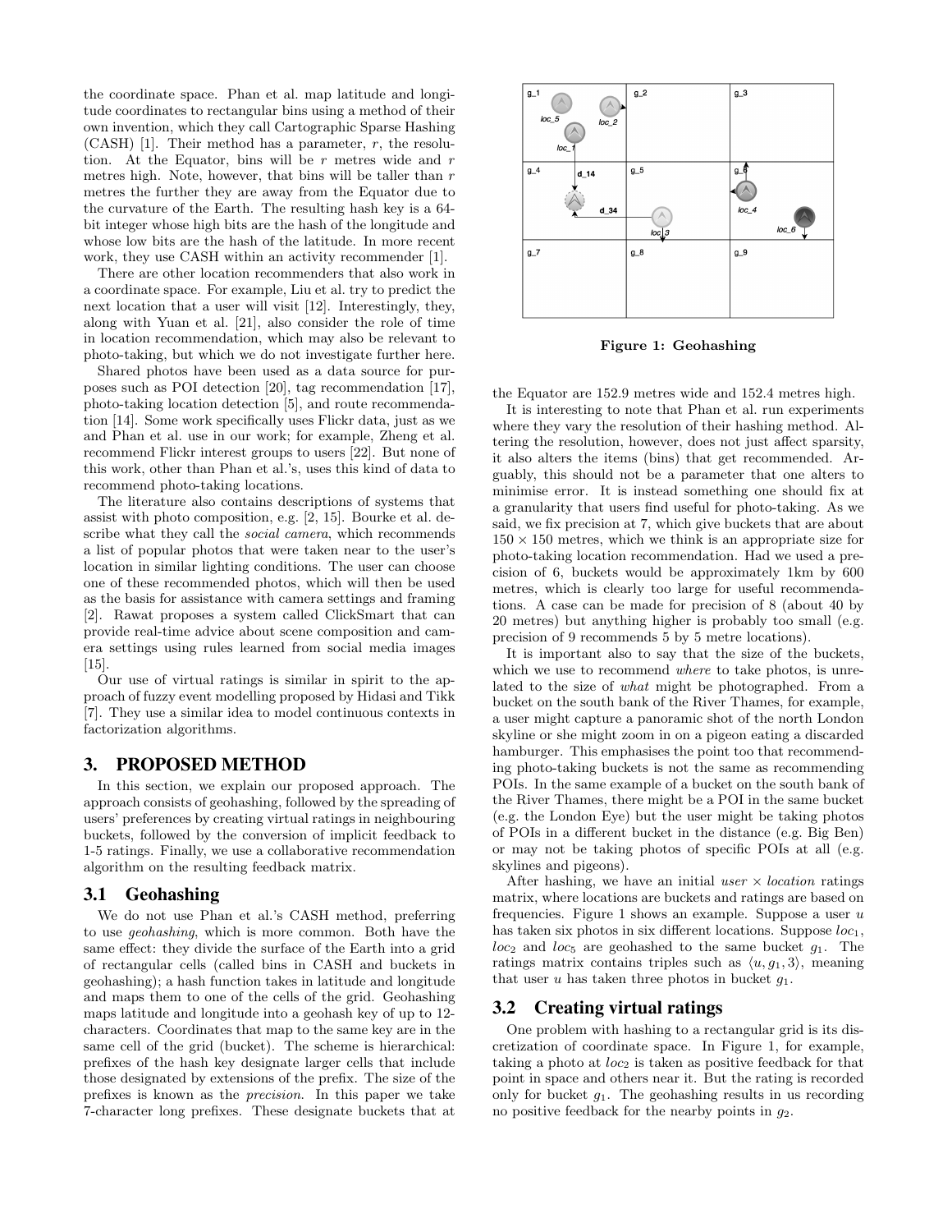the coordinate space. Phan et al. map latitude and longitude coordinates to rectangular bins using a method of their own invention, which they call Cartographic Sparse Hashing (CASH) [1]. Their method has a parameter, $r$, the resolution. At the Equator, bins will be $r$ metres wide and $r$ metres high. Note, however, that bins will be taller than $r$ metres the further they are away from the Equator due to the curvature of the Earth. The resulting hash key is a 64-bit integer whose high bits are the hash of the longitude and whose low bits are the hash of the latitude. In more recent work, they use CASH within an activity recommender [1].

There are other location recommenders that also work in a coordinate space. For example, Liu et al. try to predict the next location that a user will visit [12]. Interestingly, they, along with Yuan et al. [21], also consider the role of time in location recommendation, which may also be relevant to photo-taking, but which we do not investigate further here.

Shared photos have been used as a data source for purposes such as POI detection [20], tag recommendation [17], photo-taking location detection [5], and route recommendation [14]. Some work specifically uses Flickr data, just as we and Phan et al. use in our work; for example, Zheng et al. recommend Flickr interest groups to users [22]. But none of this work, other than Phan et al.'s, uses this kind of data to recommend photo-taking locations.

The literature also contains descriptions of systems that assist with photo composition, e.g. [2, 15]. Bourke et al. describe what they call the *social camera*, which recommends a list of popular photos that were taken near to the user's location in similar lighting conditions. The user can choose one of these recommended photos, which will then be used as the basis for assistance with camera settings and framing [2]. Rawat proposes a system called ClickSmart that can provide real-time advice about scene composition and camera settings using rules learned from social media images [15].

Our use of virtual ratings is similar in spirit to the approach of fuzzy event modelling proposed by Hidasi and Tikk [7]. They use a similar idea to model continuous contexts in factorization algorithms.

# 3. PROPOSED METHOD

In this section, we explain our proposed approach. The approach consists of geohashing, followed by the spreading of users' preferences by creating virtual ratings in neighbouring buckets, followed by the conversion of implicit feedback to 1-5 ratings. Finally, we use a collaborative recommendation algorithm on the resulting feedback matrix.

## 3.1 Geohashing

We do not use Phan et al.'s CASH method, preferring to use *geohashing*, which is more common. Both have the same effect: they divide the surface of the Earth into a grid of rectangular cells (called bins in CASH and buckets in geohashing); a hash function takes in latitude and longitude and maps them to one of the cells of the grid. Geohashing maps latitude and longitude into a geohash key of up to 12-characters. Coordinates that map to the same key are in the same cell of the grid (bucket). The scheme is hierarchical: prefixes of the hash key designate larger cells that include those designated by extensions of the prefix. The size of the prefixes is known as the *precision*. In this paper we take 7-character long prefixes. These designate buckets that at the Equator are 152.9 metres wide and 152.4 metres high.

**Figure 1: Geohashing**

It is interesting to note that Phan et al. run experiments where they vary the resolution of their hashing method. Altering the resolution, however, does not just affect sparsity, it also alters the items (bins) that get recommended. Arguably, this should not be a parameter that one alters to minimise error. It is instead something one should fix at a granularity that users find useful for photo-taking. As we said, we fix precision at 7, which give buckets that are about $150 \times 150$ metres, which we think is an appropriate size for photo-taking location recommendation. Had we used a precision of 6, buckets would be approximately 1km by 600 metres, which is clearly too large for useful recommendations. A case can be made for precision of 8 (about 40 by 20 metres) but anything higher is probably too small (e.g. precision of 9 recommends 5 by 5 metre locations).

It is important also to say that the size of the buckets, which we use to recommend *where* to take photos, is unrelated to the size of *what* might be photographed. From a bucket on the south bank of the River Thames, for example, a user might capture a panoramic shot of the north London skyline or she might zoom in on a pigeon eating a discarded hamburger. This emphasises the point too that recommending photo-taking buckets is not the same as recommending POIs. In the same example of a bucket on the south bank of the River Thames, there might be a POI in the same bucket (e.g. the London Eye) but the user might be taking photos of POIs in a different bucket in the distance (e.g. Big Ben) or may not be taking photos of specific POIs at all (e.g. skylines and pigeons).

After hashing, we have an initial *user* × *location* ratings matrix, where locations are buckets and ratings are based on frequencies. Figure 1 shows an example. Suppose a user $u$ has taken six photos in six different locations. Suppose $loc_1$, $loc_2$ and $loc_5$ are geohashed to the same bucket $g_1$. The ratings matrix contains triples such as $\langle u, g_1, 3\rangle$, meaning that user $u$ has taken three photos in bucket $g_1$.

## 3.2 Creating virtual ratings

One problem with hashing to a rectangular grid is its discretization of coordinate space. In Figure 1, for example, taking a photo at $loc_2$ is taken as positive feedback for that point in space and others near it. But the rating is recorded only for bucket $g_1$. The geohashing results in us recording no positive feedback for the nearby points in $g_2$.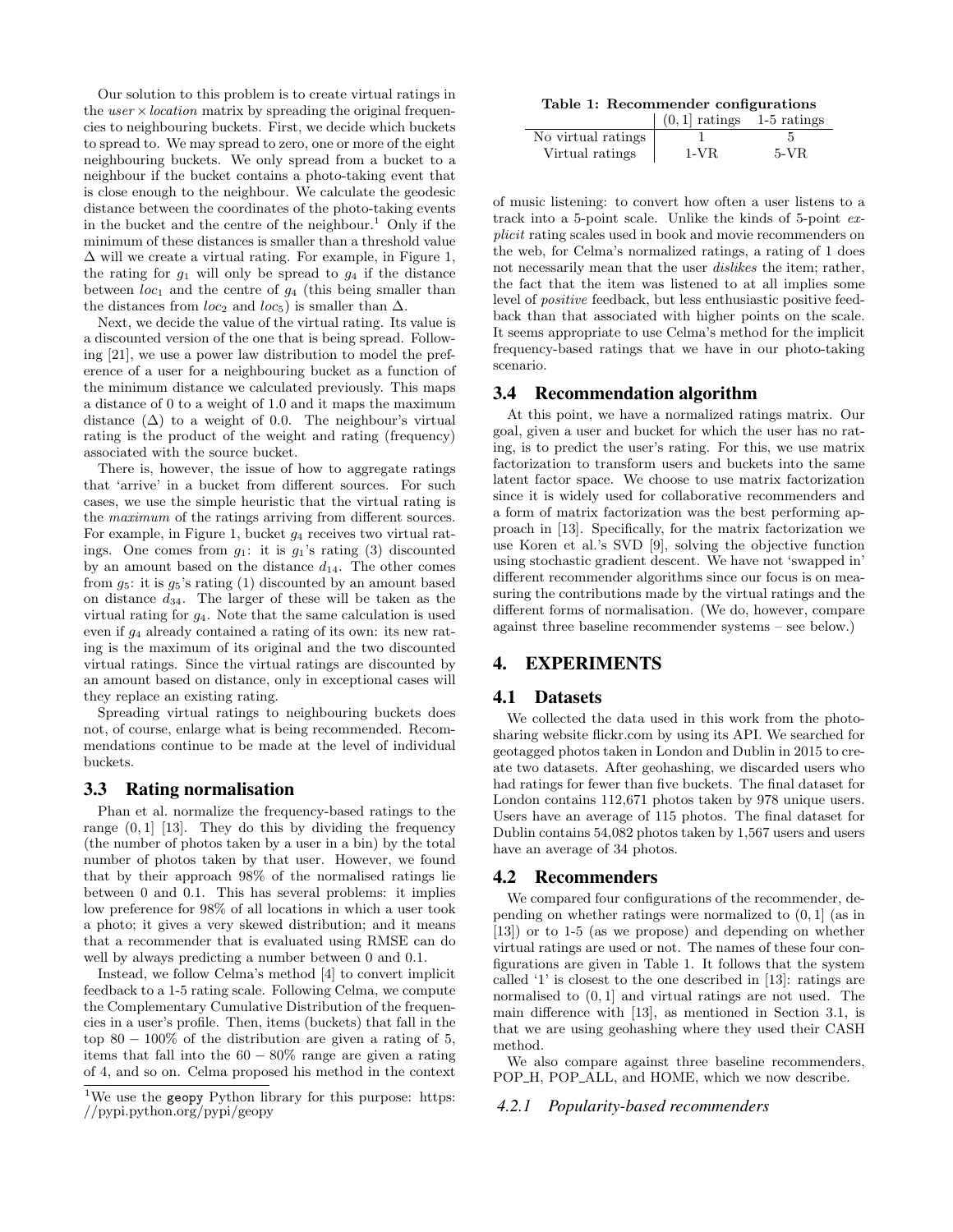Our solution to this problem is to create virtual ratings in the *user* × *location* matrix by spreading the original frequencies to neighbouring buckets. First, we decide which buckets to spread to. We may spread to zero, one or more of the eight neighbouring buckets. We only spread from a bucket to a neighbour if the bucket contains a photo-taking event that is close enough to the neighbour. We calculate the geodesic distance between the coordinates of the photo-taking events in the bucket and the centre of the neighbour.[1] Only if the minimum of these distances is smaller than a threshold value $\Delta$ will we create a virtual rating. For example, in Figure 1, the rating for $g_1$ will only be spread to $g_4$ if the distance between $loc_1$ and the centre of $g_4$ (this being smaller than the distances from $loc_2$ and $loc_5$) is smaller than $\Delta$.

Next, we decide the value of the virtual rating. Its value is a discounted version of the one that is being spread. Following [21], we use a power law distribution to model the preference of a user for a neighbouring bucket as a function of the minimum distance we calculated previously. This maps a distance of 0 to a weight of 1.0 and it maps the maximum distance ($\Delta$) to a weight of 0.0. The neighbour's virtual rating is the product of the weight and rating (frequency) associated with the source bucket.

There is, however, the issue of how to aggregate ratings that 'arrive' in a bucket from different sources. For such cases, we use the simple heuristic that the virtual rating is the *maximum* of the ratings arriving from different sources. For example, in Figure 1, bucket $g_4$ receives two virtual ratings. One comes from $g_1$: it is $g_1$'s rating (3) discounted by an amount based on the distance $d_{14}$. The other comes from $g_5$: it is $g_5$'s rating (1) discounted by an amount based on distance $d_{34}$. The larger of these will be taken as the virtual rating for $g_4$. Note that the same calculation is used even if $g_4$ already contained a rating of its own: its new rating is the maximum of its original and the two discounted virtual ratings. Since the virtual ratings are discounted by an amount based on distance, only in exceptional cases will they replace an existing rating.

Spreading virtual ratings to neighbouring buckets does not, of course, enlarge what is being recommended. Recommendations continue to be made at the level of individual buckets.

## 3.3 Rating normalisation

Phan et al. normalize the frequency-based ratings to the range $(0, 1]$ [13]. They do this by dividing the frequency (the number of photos taken by a user in a bin) by the total number of photos taken by that user. However, we found that by their approach 98% of the normalised ratings lie between 0 and 0.1. This has several problems: it implies low preference for 98% of all locations in which a user took a photo; it gives a very skewed distribution; and it means that a recommender that is evaluated using RMSE can do well by always predicting a number between 0 and 0.1.

Instead, we follow Celma's method [4] to convert implicit feedback to a 1-5 rating scale. Following Celma, we compute the Complementary Cumulative Distribution of the frequencies in a user's profile. Then, items (buckets) that fall in the top $80 - 100\%$ of the distribution are given a rating of 5, items that fall into the $60 - 80\%$ range are given a rating of 4, and so on. Celma proposed his method in the context of music listening: to convert how often a user listens to a track into a 5-point scale. Unlike the kinds of 5-point *explicit* rating scales used in book and movie recommenders on the web, for Celma's normalized ratings, a rating of 1 does not necessarily mean that the user *dislikes* the item; rather, the fact that the item was listened to at all implies some level of *positive* feedback, but less enthusiastic positive feedback than that associated with higher points on the scale. It seems appropriate to use Celma's method for the implicit frequency-based ratings that we have in our photo-taking scenario.

**Table 1: Recommender configurations**

| | $(0, 1]$ ratings | 1-5 ratings |
|---|---|---|
| No virtual ratings | 1 | 5 |
| Virtual ratings | 1-VR | 5-VR |

## 3.4 Recommendation algorithm

At this point, we have a normalized ratings matrix. Our goal, given a user and bucket for which the user has no rating, is to predict the user's rating. For this, we use matrix factorization to transform users and buckets into the same latent factor space. We choose to use matrix factorization since it is widely used for collaborative recommenders and a form of matrix factorization was the best performing approach in [13]. Specifically, for the matrix factorization we use Koren et al.'s SVD [9], solving the objective function using stochastic gradient descent. We have not 'swapped in' different recommender algorithms since our focus is on measuring the contributions made by the virtual ratings and the different forms of normalisation. (We do, however, compare against three baseline recommender systems – see below.)

# 4. EXPERIMENTS

## 4.1 Datasets

We collected the data used in this work from the photo-sharing website flickr.com by using its API. We searched for geotagged photos taken in London and Dublin in 2015 to create two datasets. After geohashing, we discarded users who had ratings for fewer than five buckets. The final dataset for London contains 112,671 photos taken by 978 unique users. Users have an average of 115 photos. The final dataset for Dublin contains 54,082 photos taken by 1,567 users and users have an average of 34 photos.

## 4.2 Recommenders

We compared four configurations of the recommender, depending on whether ratings were normalized to $(0, 1]$ (as in [13]) or to 1-5 (as we propose) and depending on whether virtual ratings are used or not. The names of these four configurations are given in Table 1. It follows that the system called '1' is closest to the one described in [13]: ratings are normalised to $(0, 1]$ and virtual ratings are not used. The main difference with [13], as mentioned in Section 3.1, is that we are using geohashing where they used their CASH method.

We also compare against three baseline recommenders, POP_H, POP_ALL, and HOME, which we now describe.

### 4.2.1 Popularity-based recommenders

[1] We use the geopy Python library for this purpose: https://pypi.python.org/pypi/geopy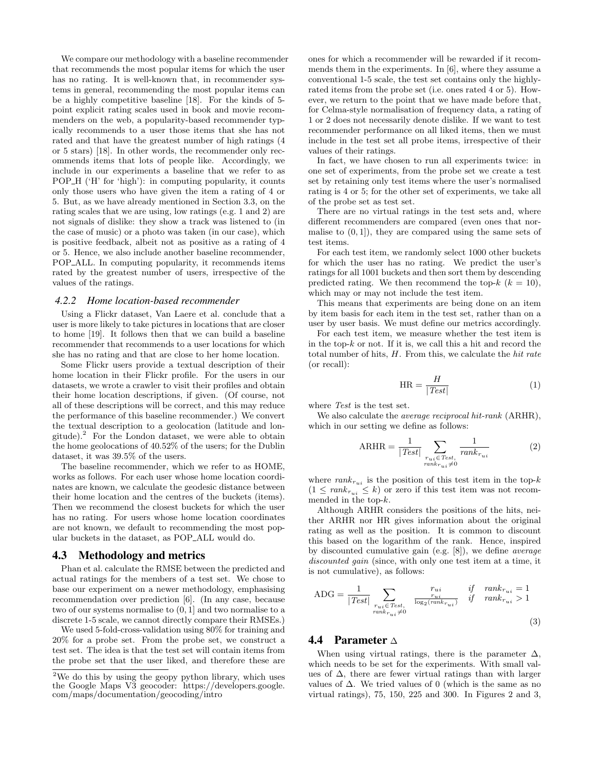We compare our methodology with a baseline recommender that recommends the most popular items for which the user has no rating. It is well-known that, in recommender systems in general, recommending the most popular items can be a highly competitive baseline [18]. For the kinds of 5-point explicit rating scales used in book and movie recommenders on the web, a popularity-based recommender typically recommends to a user those items that she has not rated and that have the greatest number of high ratings (4 or 5 stars) [18]. In other words, the recommender only recommends items that lots of people like. Accordingly, we include in our experiments a baseline that we refer to as POP_H ('H' for 'high'): in computing popularity, it counts only those users who have given the item a rating of 4 or 5. But, as we have already mentioned in Section 3.3, on the rating scales that we are using, low ratings (e.g. 1 and 2) are not signals of dislike: they show a track was listened to (in the case of music) or a photo was taken (in our case), which is positive feedback, albeit not as positive as a rating of 4 or 5. Hence, we also include another baseline recommender, POP_ALL. In computing popularity, it recommends items rated by the greatest number of users, irrespective of the values of the ratings.

### 4.2.2 Home location-based recommender

Using a Flickr dataset, Van Laere et al. conclude that a user is more likely to take pictures in locations that are closer to home [19]. It follows then that we can build a baseline recommender that recommends to a user locations for which she has no rating and that are close to her home location.

Some Flickr users provide a textual description of their home location in their Flickr profile. For the users in our datasets, we wrote a crawler to visit their profiles and obtain their home location descriptions, if given. (Of course, not all of these descriptions will be correct, and this may reduce the performance of this baseline recommender.) We convert the textual description to a geolocation (latitude and longitude).[2] For the London dataset, we were able to obtain the home geolocations of 40.52% of the users; for the Dublin dataset, it was 39.5% of the users.

The baseline recommender, which we refer to as HOME, works as follows. For each user whose home location coordinates are known, we calculate the geodesic distance between their home location and the centres of the buckets (items). Then we recommend the closest buckets for which the user has no rating. For users whose home location coordinates are not known, we default to recommending the most popular buckets in the dataset, as POP_ALL would do.

## 4.3 Methodology and metrics

Phan et al. calculate the RMSE between the predicted and actual ratings for the members of a test set. We chose to base our experiment on a newer methodology, emphasising recommendation over prediction [6]. (In any case, because two of our systems normalise to $(0, 1]$ and two normalise to a discrete 1-5 scale, we cannot directly compare their RMSEs.)

We used 5-fold-cross-validation using 80% for training and 20% for a probe set. From the probe set, we construct a test set. The idea is that the test set will contain items from the probe set that the user liked, and therefore these are ones for which a recommender will be rewarded if it recommends them in the experiments. In [6], where they assume a conventional 1-5 scale, the test set contains only the highly-rated items from the probe set (i.e. ones rated 4 or 5). However, we return to the point that we have made before that, for Celma-style normalisation of frequency data, a rating of 1 or 2 does not necessarily denote dislike. If we want to test recommender performance on all liked items, then we must include in the test set all probe items, irrespective of their values of their ratings.

In fact, we have chosen to run all experiments twice: in one set of experiments, from the probe set we create a test set by retaining only test items where the user's normalised rating is 4 or 5; for the other set of experiments, we take all of the probe set as test set.

There are no virtual ratings in the test sets and, where different recommenders are compared (even ones that normalise to $(0, 1]$), they are compared using the same sets of test items.

For each test item, we randomly select 1000 other buckets for which the user has no rating. We predict the user's ratings for all 1001 buckets and then sort them by descending predicted rating. We then recommend the top-$k$ ($k = 10$), which may or may not include the test item.

This means that experiments are being done on an item by item basis for each item in the test set, rather than on a user by user basis. We must define our metrics accordingly.

For each test item, we measure whether the test item is in the top-$k$ or not. If it is, we call this a hit and record the total number of hits, $H$. From this, we calculate the *hit rate* (or recall):

$$\text{HR} = \frac{H}{|Test|} \tag{1}$$

where $Test$ is the test set.

We also calculate the *average reciprocal hit-rank* (ARHR), which in our setting we define as follows:

$$\text{ARHR} = \frac{1}{|Test|} \sum_{\substack{r_{ui} \in Test, \\ rank_{r_{ui}} \neq 0}} \frac{1}{rank_{r_{ui}}} \tag{2}$$

where $rank_{r_{ui}}$ is the position of this test item in the top-$k$ ($1 \leq rank_{r_{ui}} \leq k$) or zero if this test item was not recommended in the top-$k$.

Although ARHR considers the positions of the hits, neither ARHR nor HR gives information about the original rating as well as the position. It is common to discount this based on the logarithm of the rank. Hence, inspired by discounted cumulative gain (e.g. [8]), we define *average discounted gain* (since, with only one test item at a time, it is not cumulative), as follows:

$$\text{ADG} = \frac{1}{|Test|} \sum_{\substack{r_{ui} \in Test, \\ rank_{r_{ui}} \neq 0}} \begin{cases} r_{ui} & \text{if} \quad rank_{r_{ui}} = 1 \\ \frac{r_{ui}}{\log_2(rank_{r_{ui}})} & \text{if} \quad rank_{r_{ui}} > 1 \end{cases} \tag{3}$$

## 4.4 Parameter $\Delta$

When using virtual ratings, there is the parameter $\Delta$, which needs to be set for the experiments. With small values of $\Delta$, there are fewer virtual ratings than with larger values of $\Delta$. We tried values of 0 (which is the same as no virtual ratings), 75, 150, 225 and 300. In Figures 2 and 3,

---

[2] We do this by using the geopy python library, which uses the Google Maps V3 geocoder: https://developers.google.com/maps/documentation/geocoding/intro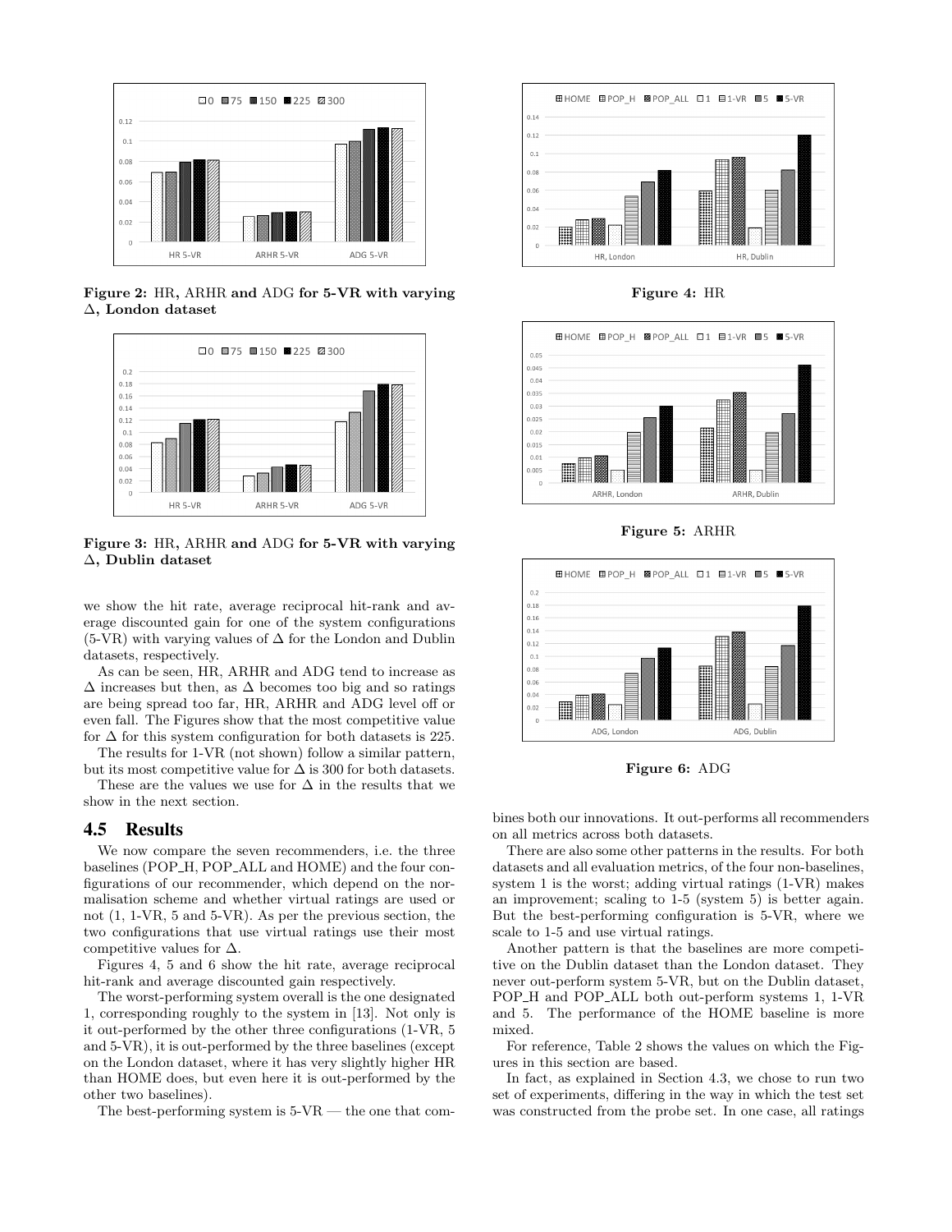Figure 2: HR, ARHR and ADG for 5-VR with varying $\Delta$, London dataset

Figure 3: HR, ARHR and ADG for 5-VR with varying $\Delta$, Dublin dataset

we show the hit rate, average reciprocal hit-rank and average discounted gain for one of the system configurations (5-VR) with varying values of $\Delta$ for the London and Dublin datasets, respectively.

As can be seen, HR, ARHR and ADG tend to increase as $\Delta$ increases but then, as $\Delta$ becomes too big and so ratings are being spread too far, HR, ARHR and ADG level off or even fall. The Figures show that the most competitive value for $\Delta$ for this system configuration for both datasets is 225.

The results for 1-VR (not shown) follow a similar pattern, but its most competitive value for $\Delta$ is 300 for both datasets.

These are the values we use for $\Delta$ in the results that we show in the next section.

## 4.5 Results

We now compare the seven recommenders, i.e. the three baselines (POP_H, POP_ALL and HOME) and the four configurations of our recommender, which depend on the normalisation scheme and whether virtual ratings are used or not (1, 1-VR, 5 and 5-VR). As per the previous section, the two configurations that use virtual ratings use their most competitive values for $\Delta$.

Figures 4, 5 and 6 show the hit rate, average reciprocal hit-rank and average discounted gain respectively.

The worst-performing system overall is the one designated 1, corresponding roughly to the system in [13]. Not only is it out-performed by the other three configurations (1-VR, 5 and 5-VR), it is out-performed by the three baselines (except on the London dataset, where it has very slightly higher HR than HOME does, but even here it is out-performed by the other two baselines).

The best-performing system is 5-VR — the one that combines both our innovations. It out-performs all recommenders on all metrics across both datasets.

Figure 4: HR

Figure 5: ARHR

Figure 6: ADG

There are also some other patterns in the results. For both datasets and all evaluation metrics, of the four non-baselines, system 1 is the worst; adding virtual ratings (1-VR) makes an improvement; scaling to 1-5 (system 5) is better again. But the best-performing configuration is 5-VR, where we scale to 1-5 and use virtual ratings.

Another pattern is that the baselines are more competitive on the Dublin dataset than the London dataset. They never out-perform system 5-VR, but on the Dublin dataset, POP_H and POP_ALL both out-perform systems 1, 1-VR and 5. The performance of the HOME baseline is more mixed.

For reference, Table 2 shows the values on which the Figures in this section are based.

In fact, as explained in Section 4.3, we chose to run two set of experiments, differing in the way in which the test set was constructed from the probe set. In one case, all ratings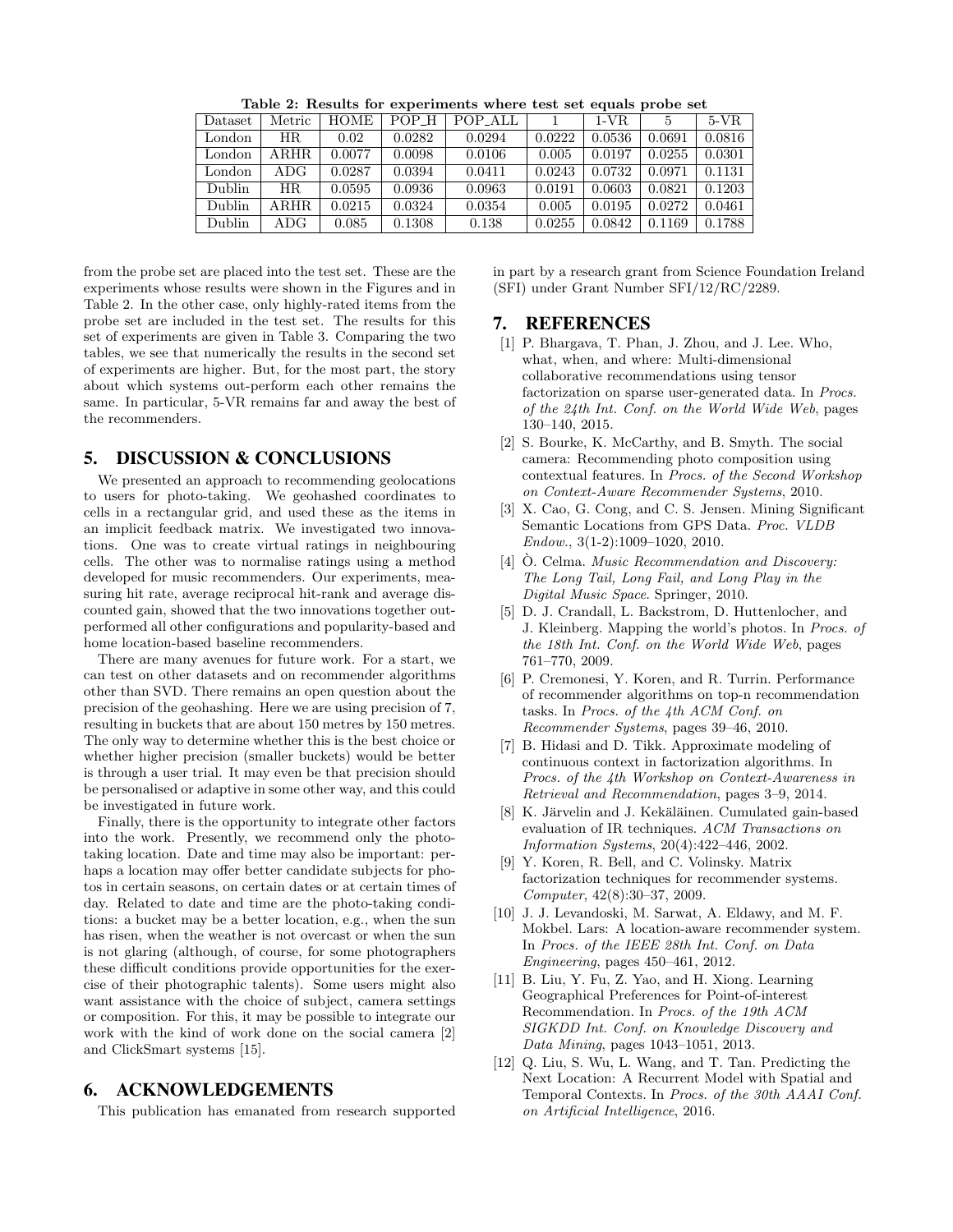**Table 2: Results for experiments where test set equals probe set**

| Dataset | Metric | HOME | POP_H | POP_ALL | 1 | 1-VR | 5 | 5-VR |
|---|---|---|---|---|---|---|---|---|
| London | HR | 0.02 | 0.0282 | 0.0294 | 0.0222 | 0.0536 | 0.0691 | 0.0816 |
| London | ARHR | 0.0077 | 0.0098 | 0.0106 | 0.005 | 0.0197 | 0.0255 | 0.0301 |
| London | ADG | 0.0287 | 0.0394 | 0.0411 | 0.0243 | 0.0732 | 0.0971 | 0.1131 |
| Dublin | HR | 0.0595 | 0.0936 | 0.0963 | 0.0191 | 0.0603 | 0.0821 | 0.1203 |
| Dublin | ARHR | 0.0215 | 0.0324 | 0.0354 | 0.005 | 0.0195 | 0.0272 | 0.0461 |
| Dublin | ADG | 0.085 | 0.1308 | 0.138 | 0.0255 | 0.0842 | 0.1169 | 0.1788 |

from the probe set are placed into the test set. These are the experiments whose results were shown in the Figures and in Table 2. In the other case, only highly-rated items from the probe set are included in the test set. The results for this set of experiments are given in Table 3. Comparing the two tables, we see that numerically the results in the second set of experiments are higher. But, for the most part, the story about which systems out-perform each other remains the same. In particular, 5-VR remains far and away the best of the recommenders.

## 5. DISCUSSION & CONCLUSIONS

We presented an approach to recommending geolocations to users for photo-taking. We geohashed coordinates to cells in a rectangular grid, and used these as the items in an implicit feedback matrix. We investigated two innovations. One was to create virtual ratings in neighbouring cells. The other was to normalise ratings using a method developed for music recommenders. Our experiments, measuring hit rate, average reciprocal hit-rank and average discounted gain, showed that the two innovations together outperformed all other configurations and popularity-based and home location-based baseline recommenders.

There are many avenues for future work. For a start, we can test on other datasets and on recommender algorithms other than SVD. There remains an open question about the precision of the geohashing. Here we are using precision of 7, resulting in buckets that are about 150 metres by 150 metres. The only way to determine whether this is the best choice or whether higher precision (smaller buckets) would be better is through a user trial. It may even be that precision should be personalised or adaptive in some other way, and this could be investigated in future work.

Finally, there is the opportunity to integrate other factors into the work. Presently, we recommend only the photo-taking location. Date and time may also be important: perhaps a location may offer better candidate subjects for photos in certain seasons, on certain dates or at certain times of day. Related to date and time are the photo-taking conditions: a bucket may be a better location, e.g., when the sun has risen, when the weather is not overcast or when the sun is not glaring (although, of course, for some photographers these difficult conditions provide opportunities for the exercise of their photographic talents). Some users might also want assistance with the choice of subject, camera settings or composition. For this, it may be possible to integrate our work with the kind of work done on the social camera [2] and ClickSmart systems [15].

## 6. ACKNOWLEDGEMENTS

This publication has emanated from research supported in part by a research grant from Science Foundation Ireland (SFI) under Grant Number SFI/12/RC/2289.

## 7. REFERENCES

[1] P. Bhargava, T. Phan, J. Zhou, and J. Lee. Who, what, when, and where: Multi-dimensional collaborative recommendations using tensor factorization on sparse user-generated data. In *Procs. of the 24th Int. Conf. on the World Wide Web*, pages 130–140, 2015.

[2] S. Bourke, K. McCarthy, and B. Smyth. The social camera: Recommending photo composition using contextual features. In *Procs. of the Second Workshop on Context-Aware Recommender Systems*, 2010.

[3] X. Cao, G. Cong, and C. S. Jensen. Mining Significant Semantic Locations from GPS Data. *Proc. VLDB Endow.*, 3(1-2):1009–1020, 2010.

[4] Ò. Celma. *Music Recommendation and Discovery: The Long Tail, Long Fail, and Long Play in the Digital Music Space*. Springer, 2010.

[5] D. J. Crandall, L. Backstrom, D. Huttenlocher, and J. Kleinberg. Mapping the world's photos. In *Procs. of the 18th Int. Conf. on the World Wide Web*, pages 761–770, 2009.

[6] P. Cremonesi, Y. Koren, and R. Turrin. Performance of recommender algorithms on top-n recommendation tasks. In *Procs. of the 4th ACM Conf. on Recommender Systems*, pages 39–46, 2010.

[7] B. Hidasi and D. Tikk. Approximate modeling of continuous context in factorization algorithms. In *Procs. of the 4th Workshop on Context-Awareness in Retrieval and Recommendation*, pages 3–9, 2014.

[8] K. Järvelin and J. Kekäläinen. Cumulated gain-based evaluation of IR techniques. *ACM Transactions on Information Systems*, 20(4):422–446, 2002.

[9] Y. Koren, R. Bell, and C. Volinsky. Matrix factorization techniques for recommender systems. *Computer*, 42(8):30–37, 2009.

[10] J. J. Levandoski, M. Sarwat, A. Eldawy, and M. F. Mokbel. Lars: A location-aware recommender system. In *Procs. of the IEEE 28th Int. Conf. on Data Engineering*, pages 450–461, 2012.

[11] B. Liu, Y. Fu, Z. Yao, and H. Xiong. Learning Geographical Preferences for Point-of-interest Recommendation. In *Procs. of the 19th ACM SIGKDD Int. Conf. on Knowledge Discovery and Data Mining*, pages 1043–1051, 2013.

[12] Q. Liu, S. Wu, L. Wang, and T. Tan. Predicting the Next Location: A Recurrent Model with Spatial and Temporal Contexts. In *Procs. of the 30th AAAI Conf. on Artificial Intelligence*, 2016.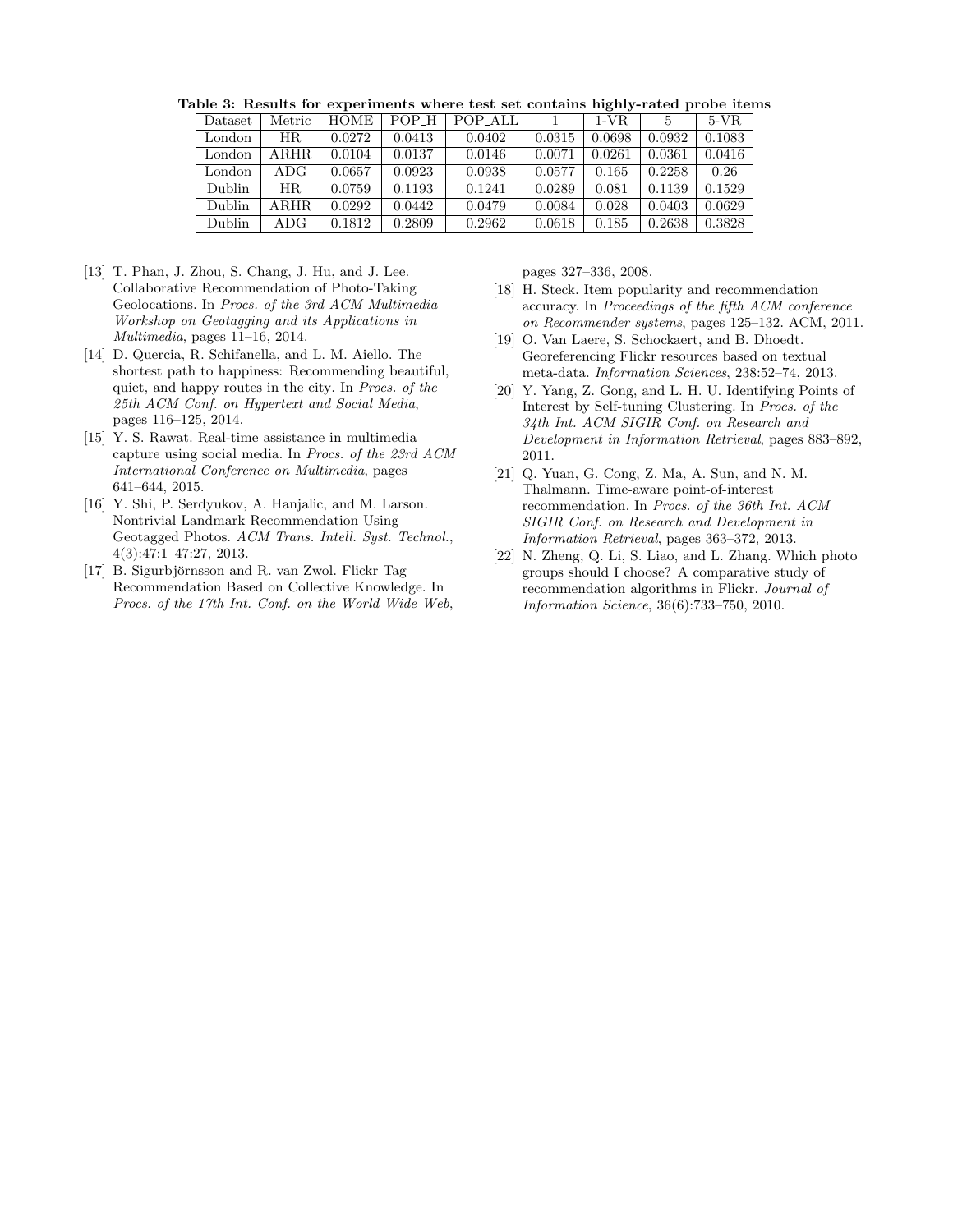**Table 3: Results for experiments where test set contains highly-rated probe items**

| Dataset | Metric | HOME | POP_H | POP_ALL | 1 | 1-VR | 5 | 5-VR |
|---|---|---|---|---|---|---|---|---|
| London | HR | 0.0272 | 0.0413 | 0.0402 | 0.0315 | 0.0698 | 0.0932 | 0.1083 |
| London | ARHR | 0.0104 | 0.0137 | 0.0146 | 0.0071 | 0.0261 | 0.0361 | 0.0416 |
| London | ADG | 0.0657 | 0.0923 | 0.0938 | 0.0577 | 0.165 | 0.2258 | 0.26 |
| Dublin | HR | 0.0759 | 0.1193 | 0.1241 | 0.0289 | 0.081 | 0.1139 | 0.1529 |
| Dublin | ARHR | 0.0292 | 0.0442 | 0.0479 | 0.0084 | 0.028 | 0.0403 | 0.0629 |
| Dublin | ADG | 0.1812 | 0.2809 | 0.2962 | 0.0618 | 0.185 | 0.2638 | 0.3828 |

[13] T. Phan, J. Zhou, S. Chang, J. Hu, and J. Lee. Collaborative Recommendation of Photo-Taking Geolocations. In *Procs. of the 3rd ACM Multimedia Workshop on Geotagging and its Applications in Multimedia*, pages 11–16, 2014.

[14] D. Quercia, R. Schifanella, and L. M. Aiello. The shortest path to happiness: Recommending beautiful, quiet, and happy routes in the city. In *Procs. of the 25th ACM Conf. on Hypertext and Social Media*, pages 116–125, 2014.

[15] Y. S. Rawat. Real-time assistance in multimedia capture using social media. In *Procs. of the 23rd ACM International Conference on Multimedia*, pages 641–644, 2015.

[16] Y. Shi, P. Serdyukov, A. Hanjalic, and M. Larson. Nontrivial Landmark Recommendation Using Geotagged Photos. *ACM Trans. Intell. Syst. Technol.*, 4(3):47:1–47:27, 2013.

[17] B. Sigurbjörnsson and R. van Zwol. Flickr Tag Recommendation Based on Collective Knowledge. In *Procs. of the 17th Int. Conf. on the World Wide Web*, pages 327–336, 2008.

[18] H. Steck. Item popularity and recommendation accuracy. In *Proceedings of the fifth ACM conference on Recommender systems*, pages 125–132. ACM, 2011.

[19] O. Van Laere, S. Schockaert, and B. Dhoedt. Georeferencing Flickr resources based on textual meta-data. *Information Sciences*, 238:52–74, 2013.

[20] Y. Yang, Z. Gong, and L. H. U. Identifying Points of Interest by Self-tuning Clustering. In *Procs. of the 34th Int. ACM SIGIR Conf. on Research and Development in Information Retrieval*, pages 883–892, 2011.

[21] Q. Yuan, G. Cong, Z. Ma, A. Sun, and N. M. Thalmann. Time-aware point-of-interest recommendation. In *Procs. of the 36th Int. ACM SIGIR Conf. on Research and Development in Information Retrieval*, pages 363–372, 2013.

[22] N. Zheng, Q. Li, S. Liao, and L. Zhang. Which photo groups should I choose? A comparative study of recommendation algorithms in Flickr. *Journal of Information Science*, 36(6):733–750, 2010.